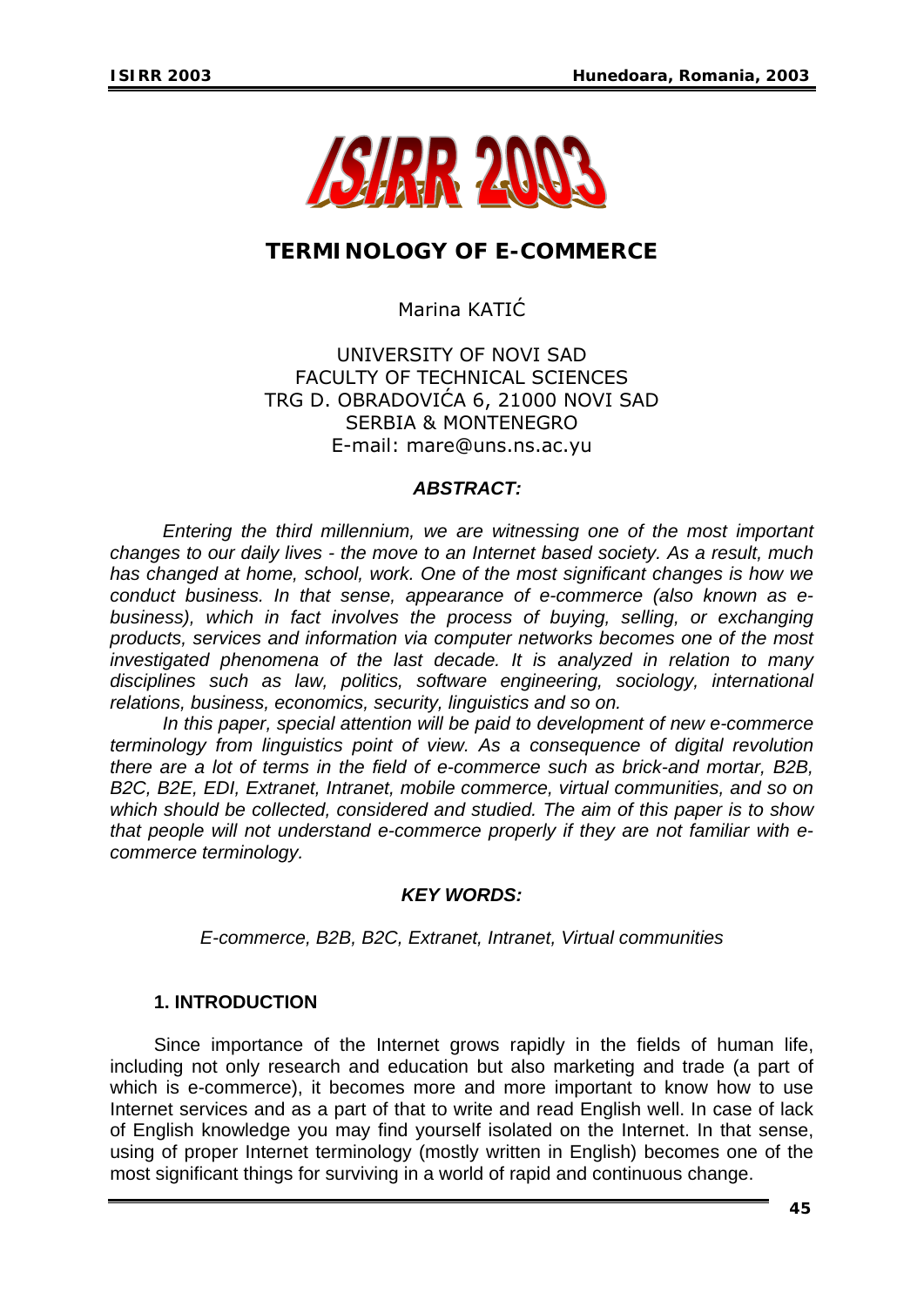# TERMINOLOGY OF E-COMMERCE

Marina KATIĆ

UNIVERSITY OF NOVI SAD
FACULTY OF TECHNICAL SCIENCES
TRG D. OBRADOVIĆA 6, 21000 NOVI SAD
SERBIA & MONTENEGRO
E-mail: mare@uns.ns.ac.yu

***ABSTRACT:***

*Entering the third millennium, we are witnessing one of the most important changes to our daily lives - the move to an Internet based society. As a result, much has changed at home, school, work. One of the most significant changes is how we conduct business. In that sense, appearance of e-commerce (also known as e-business), which in fact involves the process of buying, selling, or exchanging products, services and information via computer networks becomes one of the most investigated phenomena of the last decade. It is analyzed in relation to many disciplines such as law, politics, software engineering, sociology, international relations, business, economics, security, linguistics and so on.*

*In this paper, special attention will be paid to development of new e-commerce terminology from linguistics point of view. As a consequence of digital revolution there are a lot of terms in the field of e-commerce such as brick-and mortar, B2B, B2C, B2E, EDI, Extranet, Intranet, mobile commerce, virtual communities, and so on which should be collected, considered and studied. The aim of this paper is to show that people will not understand e-commerce properly if they are not familiar with e-commerce terminology.*

***KEY WORDS:***

*E-commerce, B2B, B2C, Extranet, Intranet, Virtual communities*

## 1. INTRODUCTION

Since importance of the Internet grows rapidly in the fields of human life, including not only research and education but also marketing and trade (a part of which is e-commerce), it becomes more and more important to know how to use Internet services and as a part of that to write and read English well. In case of lack of English knowledge you may find yourself isolated on the Internet. In that sense, using of proper Internet terminology (mostly written in English) becomes one of the most significant things for surviving in a world of rapid and continuous change.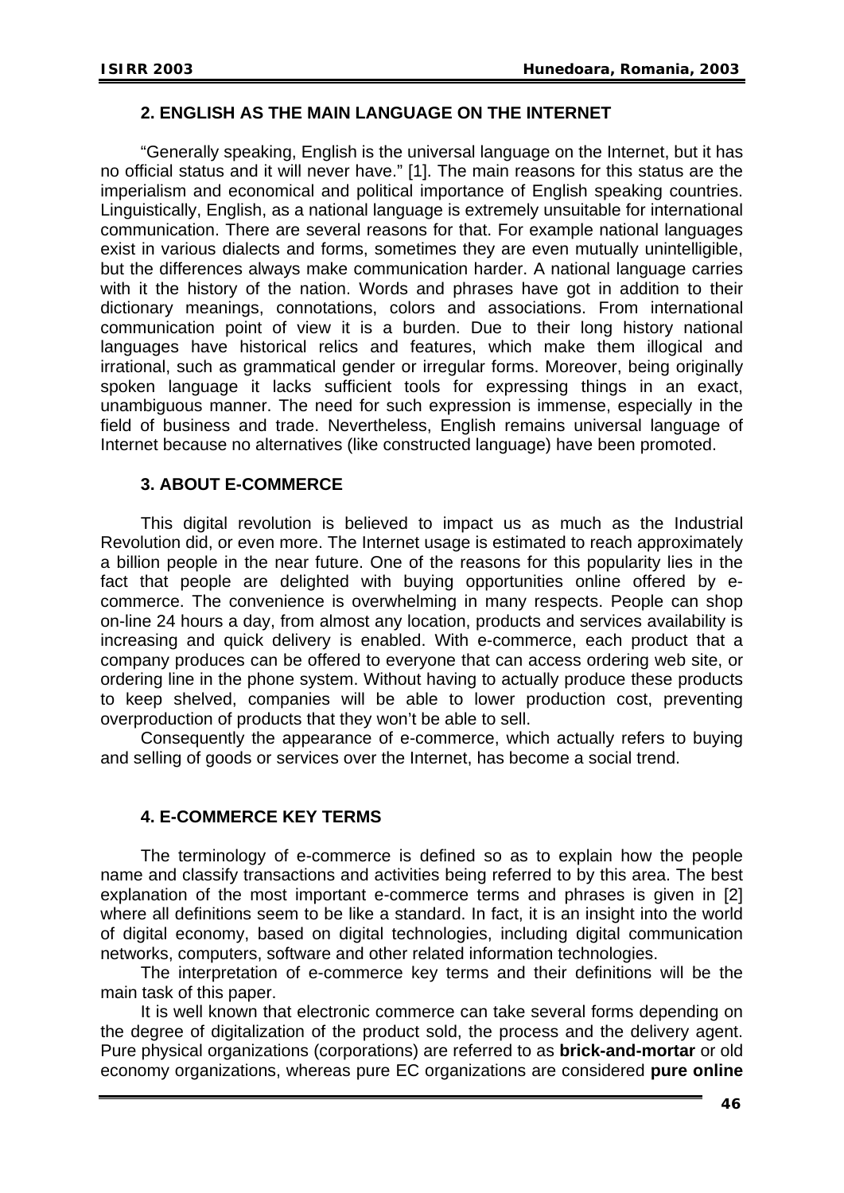## 2. ENGLISH AS THE MAIN LANGUAGE ON THE INTERNET

"Generally speaking, English is the universal language on the Internet, but it has no official status and it will never have." [1]. The main reasons for this status are the imperialism and economical and political importance of English speaking countries. Linguistically, English, as a national language is extremely unsuitable for international communication. There are several reasons for that. For example national languages exist in various dialects and forms, sometimes they are even mutually unintelligible, but the differences always make communication harder. A national language carries with it the history of the nation. Words and phrases have got in addition to their dictionary meanings, connotations, colors and associations. From international communication point of view it is a burden. Due to their long history national languages have historical relics and features, which make them illogical and irrational, such as grammatical gender or irregular forms. Moreover, being originally spoken language it lacks sufficient tools for expressing things in an exact, unambiguous manner. The need for such expression is immense, especially in the field of business and trade. Nevertheless, English remains universal language of Internet because no alternatives (like constructed language) have been promoted.

## 3. ABOUT E-COMMERCE

This digital revolution is believed to impact us as much as the Industrial Revolution did, or even more. The Internet usage is estimated to reach approximately a billion people in the near future. One of the reasons for this popularity lies in the fact that people are delighted with buying opportunities online offered by e-commerce. The convenience is overwhelming in many respects. People can shop on-line 24 hours a day, from almost any location, products and services availability is increasing and quick delivery is enabled. With e-commerce, each product that a company produces can be offered to everyone that can access ordering web site, or ordering line in the phone system. Without having to actually produce these products to keep shelved, companies will be able to lower production cost, preventing overproduction of products that they won't be able to sell.

Consequently the appearance of e-commerce, which actually refers to buying and selling of goods or services over the Internet, has become a social trend.

## 4. E-COMMERCE KEY TERMS

The terminology of e-commerce is defined so as to explain how the people name and classify transactions and activities being referred to by this area. The best explanation of the most important e-commerce terms and phrases is given in [2] where all definitions seem to be like a standard. In fact, it is an insight into the world of digital economy, based on digital technologies, including digital communication networks, computers, software and other related information technologies.

The interpretation of e-commerce key terms and their definitions will be the main task of this paper.

It is well known that electronic commerce can take several forms depending on the degree of digitalization of the product sold, the process and the delivery agent. Pure physical organizations (corporations) are referred to as **brick-and-mortar** or old economy organizations, whereas pure EC organizations are considered **pure online**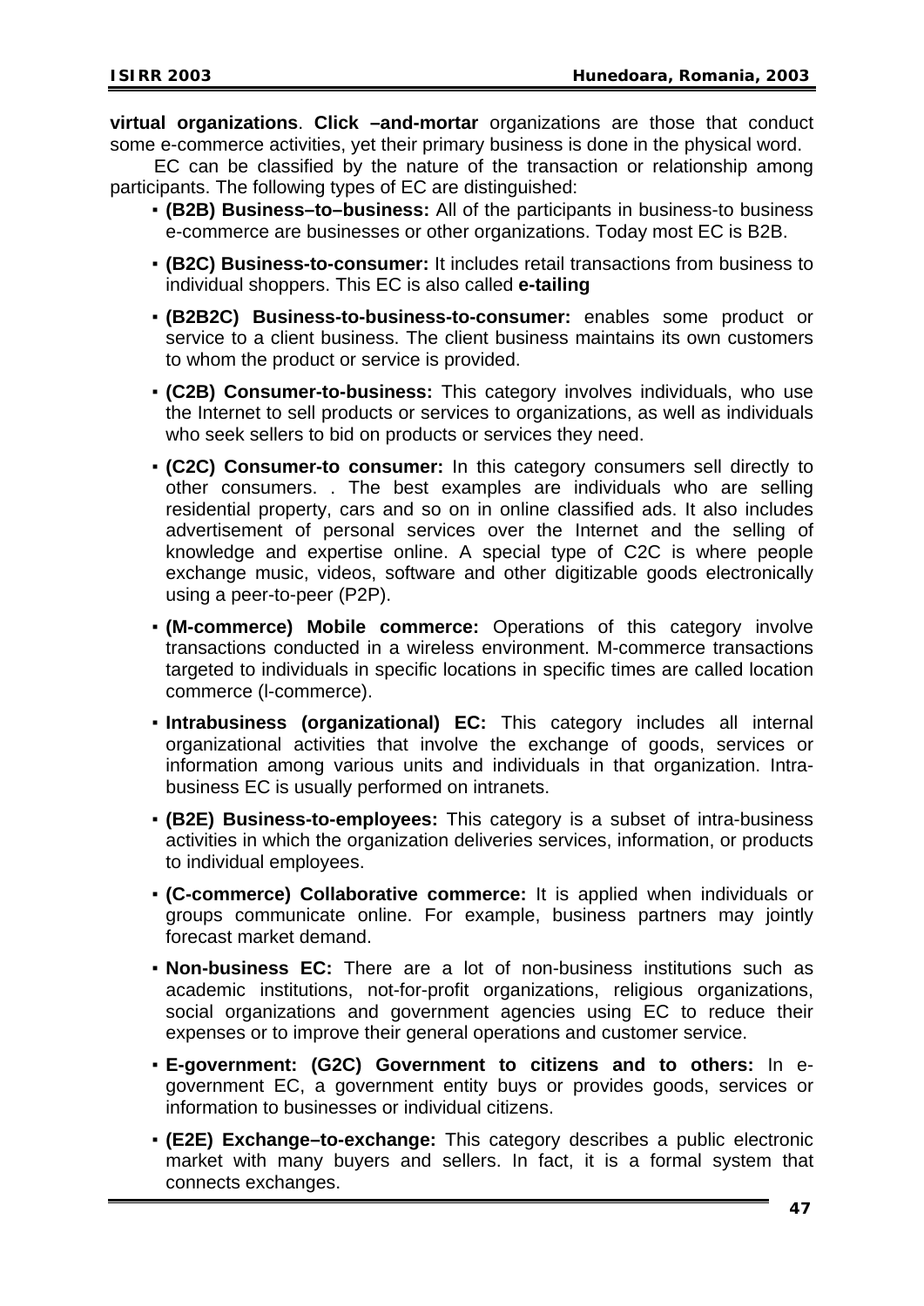**virtual organizations**. **Click –and-mortar** organizations are those that conduct some e-commerce activities, yet their primary business is done in the physical word.

EC can be classified by the nature of the transaction or relationship among participants. The following types of EC are distinguished:

- **(B2B) Business–to–business:** All of the participants in business-to business e-commerce are businesses or other organizations. Today most EC is B2B.
- **(B2C) Business-to-consumer:** It includes retail transactions from business to individual shoppers. This EC is also called **e-tailing**
- **(B2B2C) Business-to-business-to-consumer:** enables some product or service to a client business. The client business maintains its own customers to whom the product or service is provided.
- **(C2B) Consumer-to-business:** This category involves individuals, who use the Internet to sell products or services to organizations, as well as individuals who seek sellers to bid on products or services they need.
- **(C2C) Consumer-to consumer:** In this category consumers sell directly to other consumers. . The best examples are individuals who are selling residential property, cars and so on in online classified ads. It also includes advertisement of personal services over the Internet and the selling of knowledge and expertise online. A special type of C2C is where people exchange music, videos, software and other digitizable goods electronically using a peer-to-peer (P2P).
- **(M-commerce) Mobile commerce:** Operations of this category involve transactions conducted in a wireless environment. M-commerce transactions targeted to individuals in specific locations in specific times are called location commerce (l-commerce).
- **Intrabusiness (organizational) EC:** This category includes all internal organizational activities that involve the exchange of goods, services or information among various units and individuals in that organization. Intra-business EC is usually performed on intranets.
- **(B2E) Business-to-employees:** This category is a subset of intra-business activities in which the organization deliveries services, information, or products to individual employees.
- **(C-commerce) Collaborative commerce:** It is applied when individuals or groups communicate online. For example, business partners may jointly forecast market demand.
- **Non-business EC:** There are a lot of non-business institutions such as academic institutions, not-for-profit organizations, religious organizations, social organizations and government agencies using EC to reduce their expenses or to improve their general operations and customer service.
- **E-government: (G2C) Government to citizens and to others:** In e-government EC, a government entity buys or provides goods, services or information to businesses or individual citizens.
- **(E2E) Exchange–to-exchange:** This category describes a public electronic market with many buyers and sellers. In fact, it is a formal system that connects exchanges.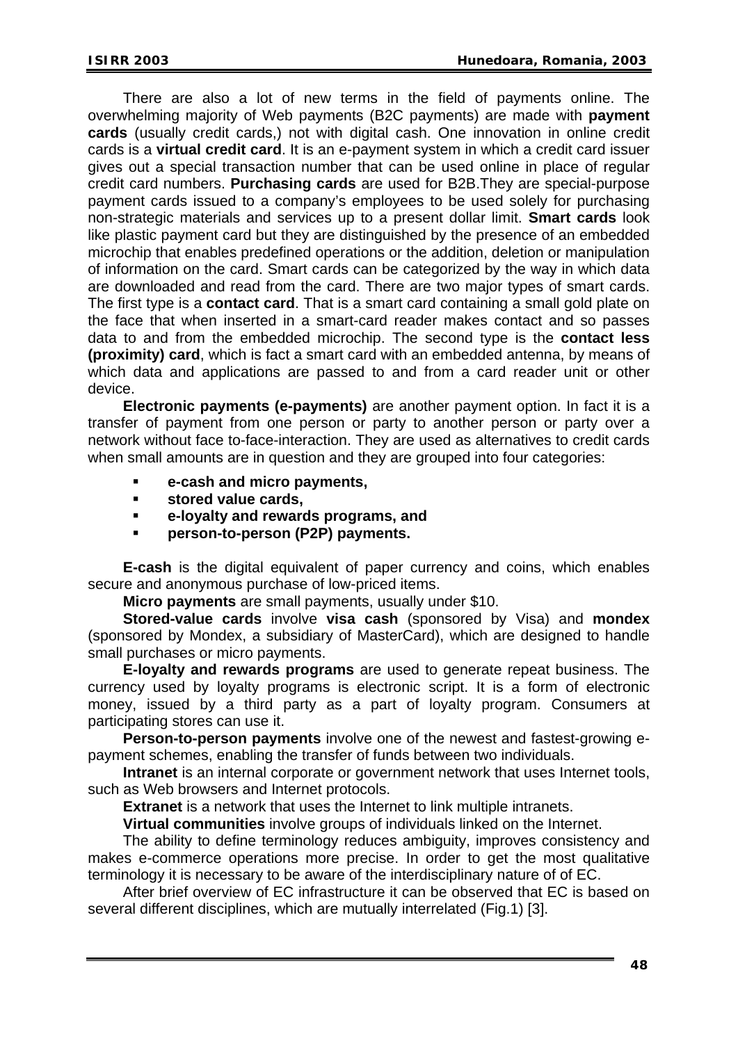There are also a lot of new terms in the field of payments online. The overwhelming majority of Web payments (B2C payments) are made with **payment cards** (usually credit cards,) not with digital cash. One innovation in online credit cards is a **virtual credit card**. It is an e-payment system in which a credit card issuer gives out a special transaction number that can be used online in place of regular credit card numbers. **Purchasing cards** are used for B2B.They are special-purpose payment cards issued to a company's employees to be used solely for purchasing non-strategic materials and services up to a present dollar limit. **Smart cards** look like plastic payment card but they are distinguished by the presence of an embedded microchip that enables predefined operations or the addition, deletion or manipulation of information on the card. Smart cards can be categorized by the way in which data are downloaded and read from the card. There are two major types of smart cards. The first type is a **contact card**. That is a smart card containing a small gold plate on the face that when inserted in a smart-card reader makes contact and so passes data to and from the embedded microchip. The second type is the **contact less (proximity) card**, which is fact a smart card with an embedded antenna, by means of which data and applications are passed to and from a card reader unit or other device.

**Electronic payments (e-payments)** are another payment option. In fact it is a transfer of payment from one person or party to another person or party over a network without face to-face-interaction. They are used as alternatives to credit cards when small amounts are in question and they are grouped into four categories:

- **e-cash and micro payments,**
- **stored value cards,**
- **e-loyalty and rewards programs, and**
- **person-to-person (P2P) payments.**

**E-cash** is the digital equivalent of paper currency and coins, which enables secure and anonymous purchase of low-priced items.

**Micro payments** are small payments, usually under $10.

**Stored-value cards** involve **visa cash** (sponsored by Visa) and **mondex** (sponsored by Mondex, a subsidiary of MasterCard), which are designed to handle small purchases or micro payments.

**E-loyalty and rewards programs** are used to generate repeat business. The currency used by loyalty programs is electronic script. It is a form of electronic money, issued by a third party as a part of loyalty program. Consumers at participating stores can use it.

**Person-to-person payments** involve one of the newest and fastest-growing e-payment schemes, enabling the transfer of funds between two individuals.

**Intranet** is an internal corporate or government network that uses Internet tools, such as Web browsers and Internet protocols.

**Extranet** is a network that uses the Internet to link multiple intranets.

**Virtual communities** involve groups of individuals linked on the Internet.

The ability to define terminology reduces ambiguity, improves consistency and makes e-commerce operations more precise. In order to get the most qualitative terminology it is necessary to be aware of the interdisciplinary nature of of EC.

After brief overview of EC infrastructure it can be observed that EC is based on several different disciplines, which are mutually interrelated (Fig.1) [3].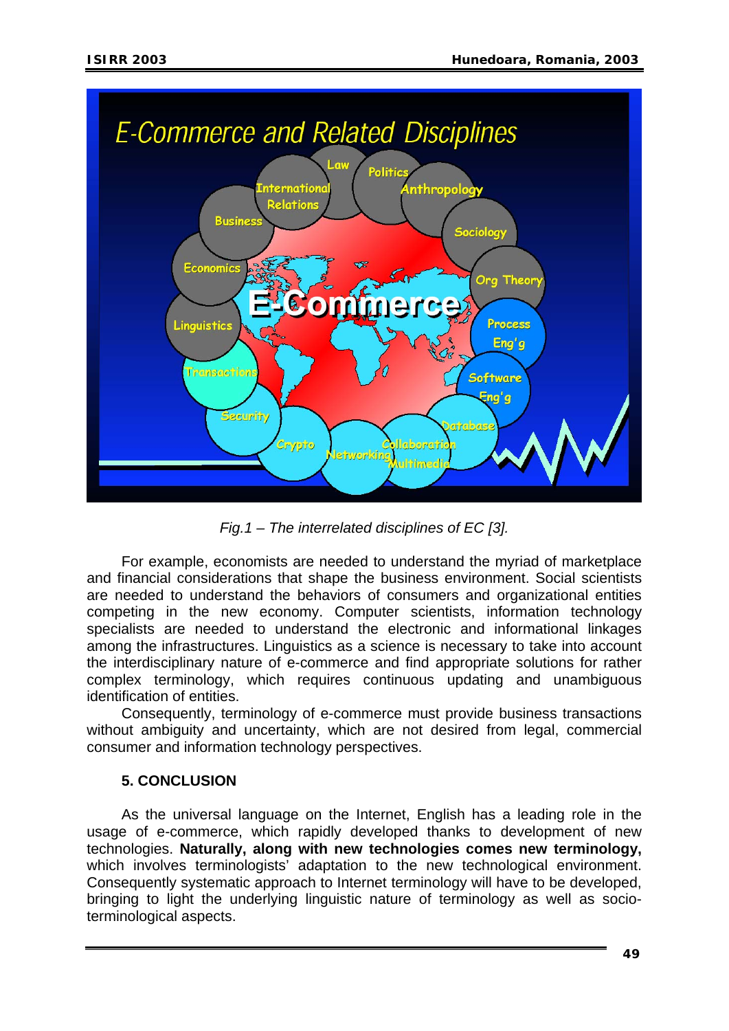*Fig.1 – The interrelated disciplines of EC [3].*

For example, economists are needed to understand the myriad of marketplace and financial considerations that shape the business environment. Social scientists are needed to understand the behaviors of consumers and organizational entities competing in the new economy. Computer scientists, information technology specialists are needed to understand the electronic and informational linkages among the infrastructures. Linguistics as a science is necessary to take into account the interdisciplinary nature of e-commerce and find appropriate solutions for rather complex terminology, which requires continuous updating and unambiguous identification of entities.

Consequently, terminology of e-commerce must provide business transactions without ambiguity and uncertainty, which are not desired from legal, commercial consumer and information technology perspectives.

## 5. CONCLUSION

As the universal language on the Internet, English has a leading role in the usage of e-commerce, which rapidly developed thanks to development of new technologies. **Naturally, along with new technologies comes new terminology,** which involves terminologists' adaptation to the new technological environment. Consequently systematic approach to Internet terminology will have to be developed, bringing to light the underlying linguistic nature of terminology as well as socio-terminological aspects.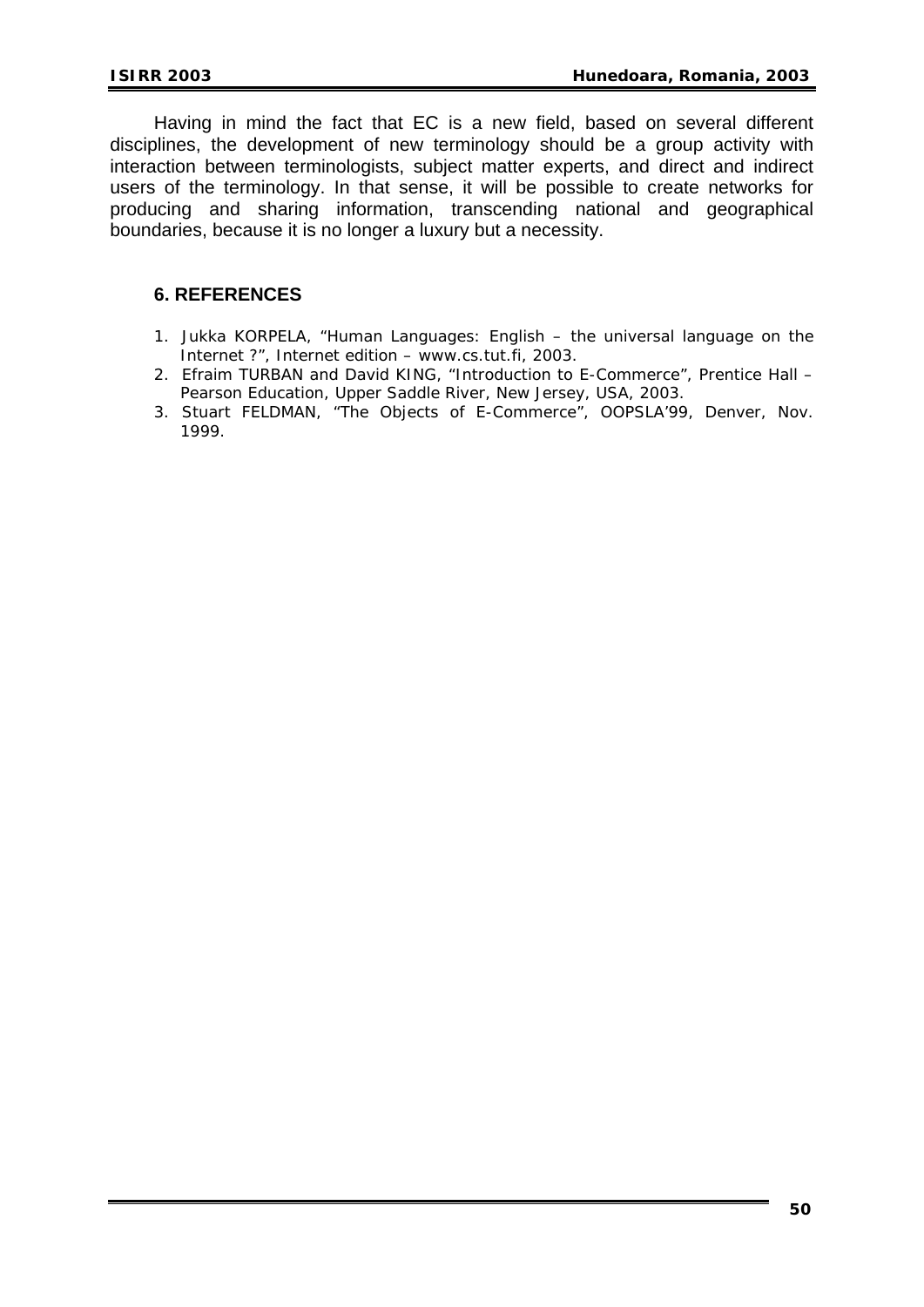Having in mind the fact that EC is a new field, based on several different disciplines, the development of new terminology should be a group activity with interaction between terminologists, subject matter experts, and direct and indirect users of the terminology. In that sense, it will be possible to create networks for producing and sharing information, transcending national and geographical boundaries, because it is no longer a luxury but a necessity.

## 6. REFERENCES

1. Jukka KORPELA, "Human Languages: English – the universal language on the Internet ?", Internet edition – www.cs.tut.fi, 2003.
2. Efraim TURBAN and David KING, "Introduction to E-Commerce", Prentice Hall – Pearson Education, Upper Saddle River, New Jersey, USA, 2003.
3. Stuart FELDMAN, "The Objects of E-Commerce", OOPSLA'99, Denver, Nov. 1999.